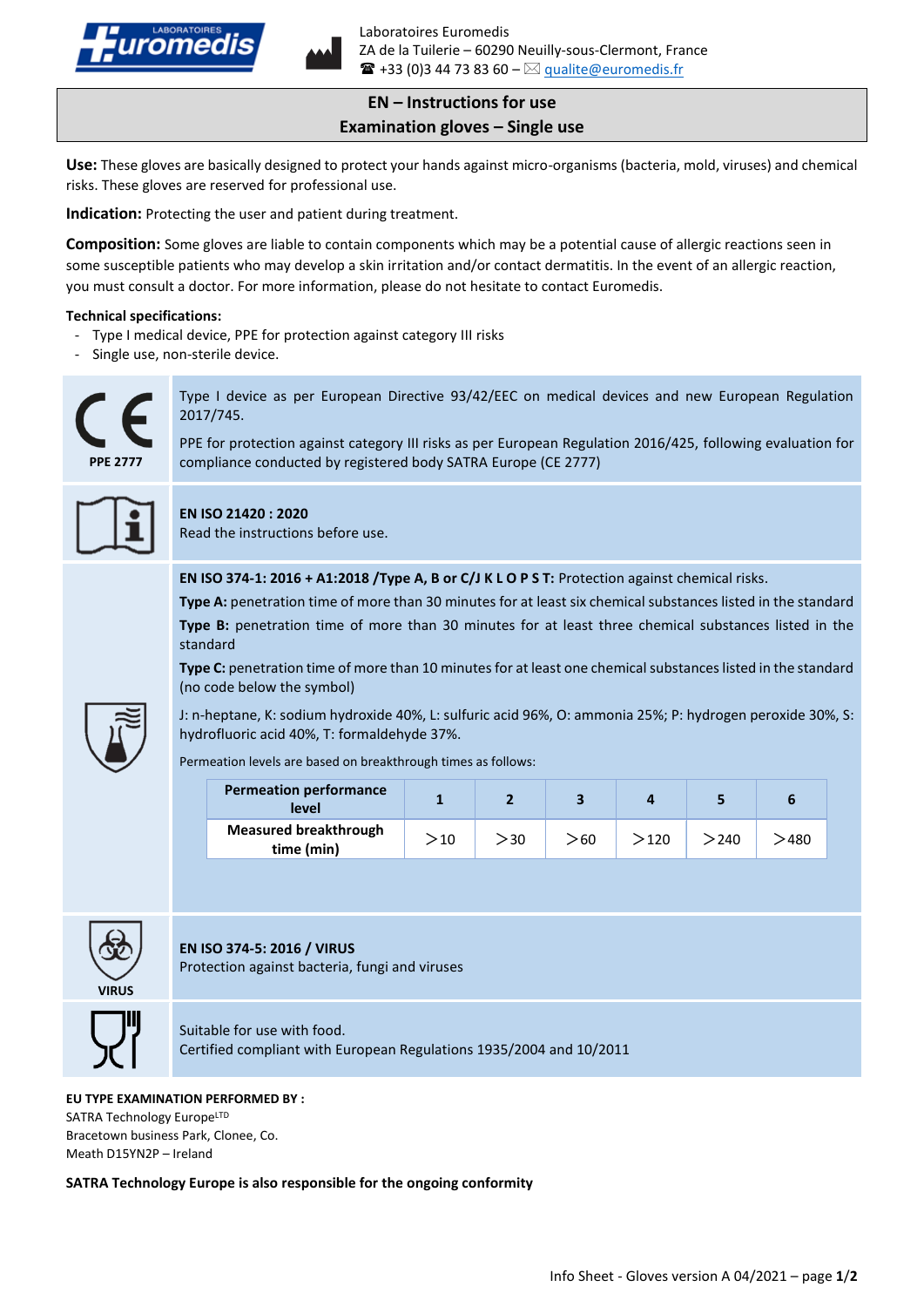Laboratoires Euromedis
ZA de la Tuilerie – 60290 Neuilly-sous-Clermont, France
☎ +33 (0)3 44 73 83 60 – ✉ qualite@euromedis.fr

## EN – Instructions for use
## Examination gloves – Single use

**Use:** These gloves are basically designed to protect your hands against micro-organisms (bacteria, mold, viruses) and chemical risks. These gloves are reserved for professional use.

**Indication:** Protecting the user and patient during treatment.

**Composition:** Some gloves are liable to contain components which may be a potential cause of allergic reactions seen in some susceptible patients who may develop a skin irritation and/or contact dermatitis. In the event of an allergic reaction, you must consult a doctor. For more information, please do not hesitate to contact Euromedis.

**Technical specifications:**

- Type I medical device, PPE for protection against category III risks
- Single use, non-sterile device.

**CE PPE 2777**

Type I device as per European Directive 93/42/EEC on medical devices and new European Regulation 2017/745.

PPE for protection against category III risks as per European Regulation 2016/425, following evaluation for compliance conducted by registered body SATRA Europe (CE 2777)

**EN ISO 21420 : 2020**
Read the instructions before use.

**EN ISO 374-1: 2016 + A1:2018 /Type A, B or C/J K L O P S T:** Protection against chemical risks.

**Type A:** penetration time of more than 30 minutes for at least six chemical substances listed in the standard

**Type B:** penetration time of more than 30 minutes for at least three chemical substances listed in the standard

**Type C:** penetration time of more than 10 minutes for at least one chemical substances listed in the standard (no code below the symbol)

J: n-heptane, K: sodium hydroxide 40%, L: sulfuric acid 96%, O: ammonia 25%; P: hydrogen peroxide 30%, S: hydrofluoric acid 40%, T: formaldehyde 37%.

Permeation levels are based on breakthrough times as follows:

| Permeation performance level | 1 | 2 | 3 | 4 | 5 | 6 |
|---|---|---|---|---|---|---|
| Measured breakthrough time (min) | >10 | >30 | >60 | >120 | >240 | >480 |

**VIRUS**

**EN ISO 374-5: 2016 / VIRUS**
Protection against bacteria, fungi and viruses

Suitable for use with food.
Certified compliant with European Regulations 1935/2004 and 10/2011

**EU TYPE EXAMINATION PERFORMED BY :**
SATRA Technology Europe[LTD]
Bracetown business Park, Clonee, Co.
Meath D15YN2P – Ireland

**SATRA Technology Europe is also responsible for the ongoing conformity**

Info Sheet - Gloves version A 04/2021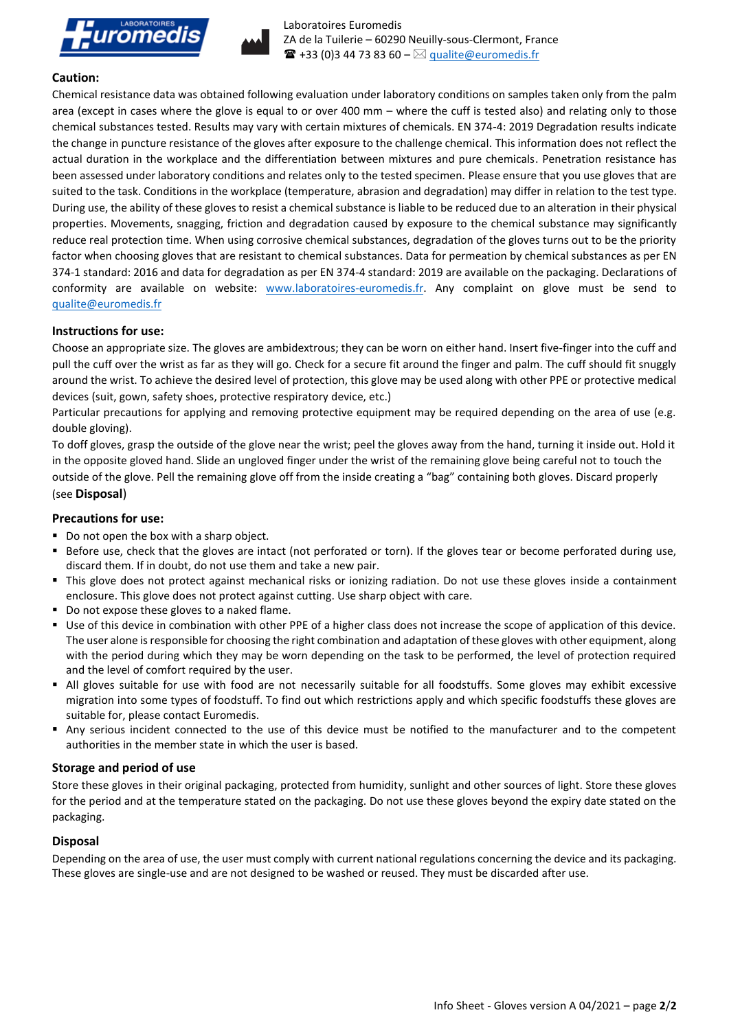Laboratoires Euromedis
ZA de la Tuilerie – 60290 Neuilly-sous-Clermont, France
☎ +33 (0)3 44 73 83 60 – ✉ qualite@euromedis.fr

## Caution:

Chemical resistance data was obtained following evaluation under laboratory conditions on samples taken only from the palm area (except in cases where the glove is equal to or over 400 mm – where the cuff is tested also) and relating only to those chemical substances tested. Results may vary with certain mixtures of chemicals. EN 374-4: 2019 Degradation results indicate the change in puncture resistance of the gloves after exposure to the challenge chemical. This information does not reflect the actual duration in the workplace and the differentiation between mixtures and pure chemicals. Penetration resistance has been assessed under laboratory conditions and relates only to the tested specimen. Please ensure that you use gloves that are suited to the task. Conditions in the workplace (temperature, abrasion and degradation) may differ in relation to the test type. During use, the ability of these gloves to resist a chemical substance is liable to be reduced due to an alteration in their physical properties. Movements, snagging, friction and degradation caused by exposure to the chemical substance may significantly reduce real protection time. When using corrosive chemical substances, degradation of the gloves turns out to be the priority factor when choosing gloves that are resistant to chemical substances. Data for permeation by chemical substances as per EN 374-1 standard: 2016 and data for degradation as per EN 374-4 standard: 2019 are available on the packaging. Declarations of conformity are available on website: www.laboratoires-euromedis.fr. Any complaint on glove must be send to qualite@euromedis.fr

## Instructions for use:

Choose an appropriate size. The gloves are ambidextrous; they can be worn on either hand. Insert five-finger into the cuff and pull the cuff over the wrist as far as they will go. Check for a secure fit around the finger and palm. The cuff should fit snuggly around the wrist. To achieve the desired level of protection, this glove may be used along with other PPE or protective medical devices (suit, gown, safety shoes, protective respiratory device, etc.)

Particular precautions for applying and removing protective equipment may be required depending on the area of use (e.g. double gloving).

To doff gloves, grasp the outside of the glove near the wrist; peel the gloves away from the hand, turning it inside out. Hold it in the opposite gloved hand. Slide an ungloved finger under the wrist of the remaining glove being careful not to touch the outside of the glove. Pell the remaining glove off from the inside creating a “bag” containing both gloves. Discard properly (see **Disposal**)

## Precautions for use:

- Do not open the box with a sharp object.
- Before use, check that the gloves are intact (not perforated or torn). If the gloves tear or become perforated during use, discard them. If in doubt, do not use them and take a new pair.
- This glove does not protect against mechanical risks or ionizing radiation. Do not use these gloves inside a containment enclosure. This glove does not protect against cutting. Use sharp object with care.
- Do not expose these gloves to a naked flame.
- Use of this device in combination with other PPE of a higher class does not increase the scope of application of this device. The user alone is responsible for choosing the right combination and adaptation of these gloves with other equipment, along with the period during which they may be worn depending on the task to be performed, the level of protection required and the level of comfort required by the user.
- All gloves suitable for use with food are not necessarily suitable for all foodstuffs. Some gloves may exhibit excessive migration into some types of foodstuff. To find out which restrictions apply and which specific foodstuffs these gloves are suitable for, please contact Euromedis.
- Any serious incident connected to the use of this device must be notified to the manufacturer and to the competent authorities in the member state in which the user is based.

## Storage and period of use

Store these gloves in their original packaging, protected from humidity, sunlight and other sources of light. Store these gloves for the period and at the temperature stated on the packaging. Do not use these gloves beyond the expiry date stated on the packaging.

## Disposal

Depending on the area of use, the user must comply with current national regulations concerning the device and its packaging. These gloves are single-use and are not designed to be washed or reused. They must be discarded after use.

Info Sheet - Gloves version A 04/2021